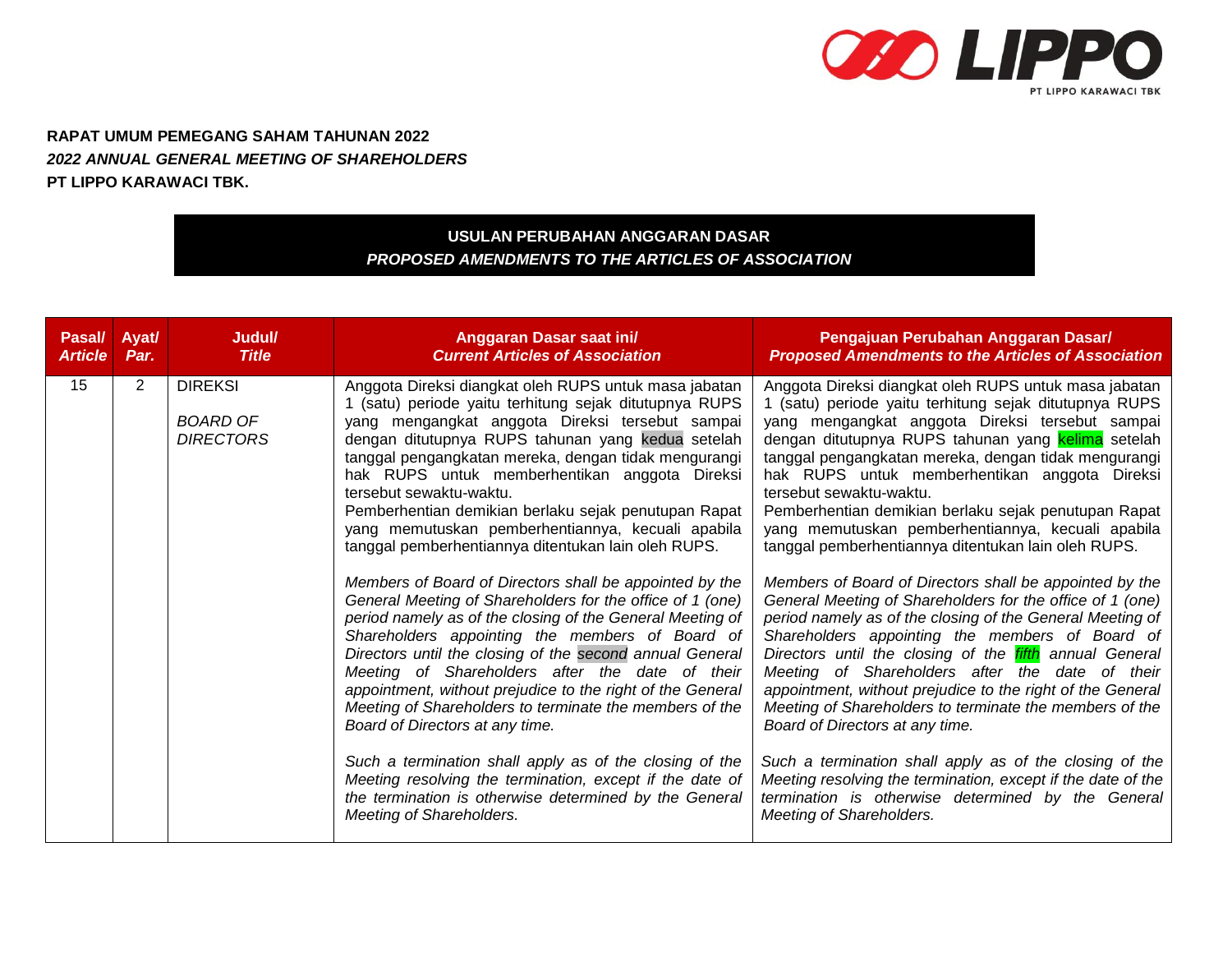**RAPAT UMUM PEMEGANG SAHAM TAHUNAN 2022**
***2022 ANNUAL GENERAL MEETING OF SHAREHOLDERS***
**PT LIPPO KARAWACI TBK.**

**USULAN PERUBAHAN ANGGARAN DASAR**
***PROPOSED AMENDMENTS TO THE ARTICLES OF ASSOCIATION***

| **Pasal/** ***Article*** | **Ayat/** ***Par.*** | **Judul/** ***Title*** | **Anggaran Dasar saat ini/** ***Current Articles of Association*** | **Pengajuan Perubahan Anggaran Dasar/** ***Proposed Amendments to the Articles of Association*** |
|---|---|---|---|---|
| 15 | 2 | DIREKSI<br><br>*BOARD OF DIRECTORS* | Anggota Direksi diangkat oleh RUPS untuk masa jabatan 1 (satu) periode yaitu terhitung sejak ditutupnya RUPS yang mengangkat anggota Direksi tersebut sampai dengan ditutupnya RUPS tahunan yang kedua setelah tanggal pengangkatan mereka, dengan tidak mengurangi hak RUPS untuk memberhentikan anggota Direksi tersebut sewaktu-waktu.<br>Pemberhentian demikian berlaku sejak penutupan Rapat yang memutuskan pemberhentiannya, kecuali apabila tanggal pemberhentiannya ditentukan lain oleh RUPS.<br><br>*Members of Board of Directors shall be appointed by the General Meeting of Shareholders for the office of 1 (one) period namely as of the closing of the General Meeting of Shareholders appointing the members of Board of Directors until the closing of the second annual General Meeting of Shareholders after the date of their appointment, without prejudice to the right of the General Meeting of Shareholders to terminate the members of the Board of Directors at any time.*<br><br>*Such a termination shall apply as of the closing of the Meeting resolving the termination, except if the date of the termination is otherwise determined by the General Meeting of Shareholders.* | Anggota Direksi diangkat oleh RUPS untuk masa jabatan 1 (satu) periode yaitu terhitung sejak ditutupnya RUPS yang mengangkat anggota Direksi tersebut sampai dengan ditutupnya RUPS tahunan yang kelima setelah tanggal pengangkatan mereka, dengan tidak mengurangi hak RUPS untuk memberhentikan anggota Direksi tersebut sewaktu-waktu.<br>Pemberhentian demikian berlaku sejak penutupan Rapat yang memutuskan pemberhentiannya, kecuali apabila tanggal pemberhentiannya ditentukan lain oleh RUPS.<br><br>*Members of Board of Directors shall be appointed by the General Meeting of Shareholders for the office of 1 (one) period namely as of the closing of the General Meeting of Shareholders appointing the members of Board of Directors until the closing of the fifth annual General Meeting of Shareholders after the date of their appointment, without prejudice to the right of the General Meeting of Shareholders to terminate the members of the Board of Directors at any time.*<br><br>*Such a termination shall apply as of the closing of the Meeting resolving the termination, except if the date of the termination is otherwise determined by the General Meeting of Shareholders.* |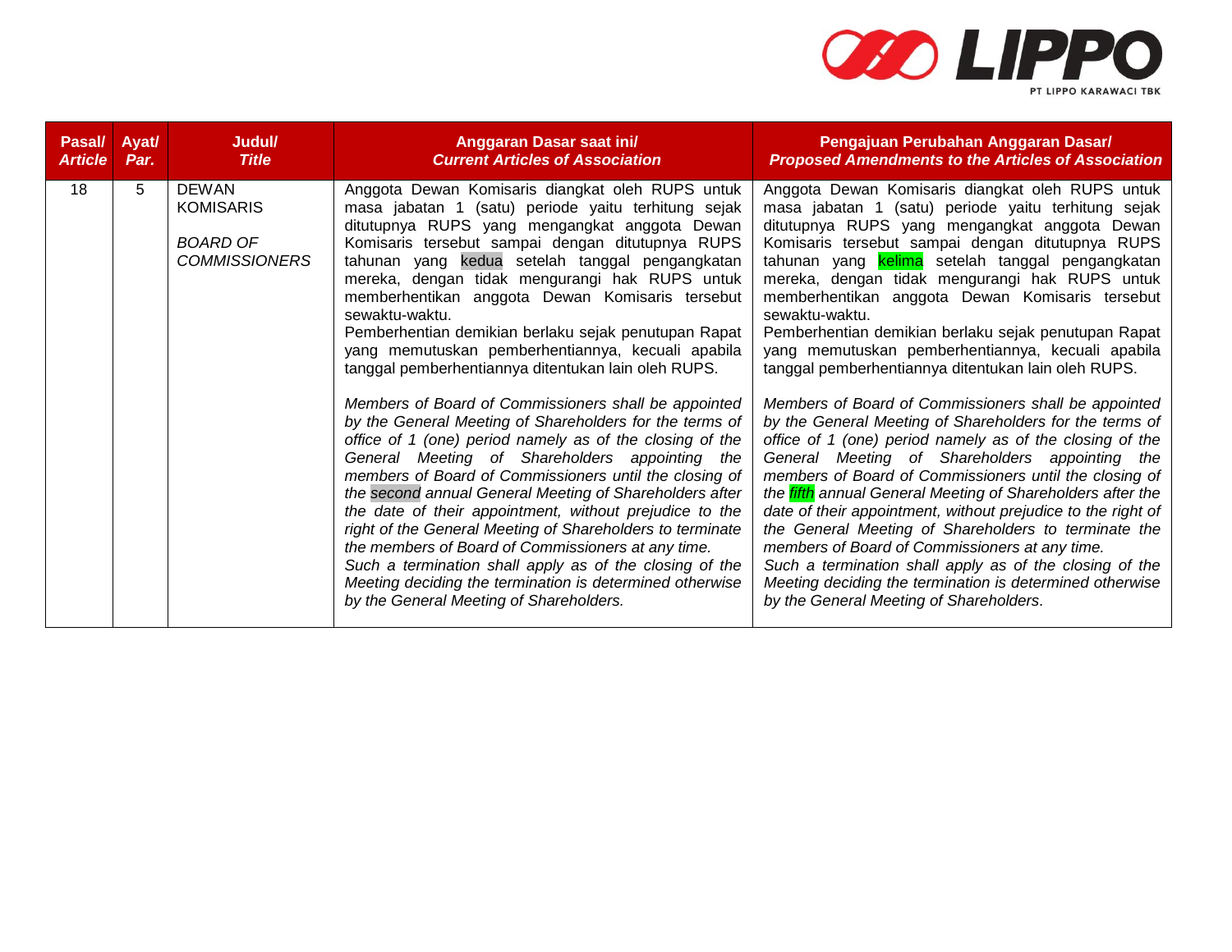| **Pasal/ *Article*** | **Ayat/ *Par.*** | **Judul/ *Title*** | **Anggaran Dasar saat ini/ *Current Articles of Association*** | **Pengajuan Perubahan Anggaran Dasar/ *Proposed Amendments to the Articles of Association*** |
|---|---|---|---|---|
| 18 | 5 | DEWAN KOMISARIS<br><br>*BOARD OF COMMISSIONERS* | Anggota Dewan Komisaris diangkat oleh RUPS untuk masa jabatan 1 (satu) periode yaitu terhitung sejak ditutupnya RUPS yang mengangkat anggota Dewan Komisaris tersebut sampai dengan ditutupnya RUPS tahunan yang kedua setelah tanggal pengangkatan mereka, dengan tidak mengurangi hak RUPS untuk memberhentikan anggota Dewan Komisaris tersebut sewaktu-waktu.<br>Pemberhentian demikian berlaku sejak penutupan Rapat yang memutuskan pemberhentiannya, kecuali apabila tanggal pemberhentiannya ditentukan lain oleh RUPS.<br><br>*Members of Board of Commissioners shall be appointed by the General Meeting of Shareholders for the terms of office of 1 (one) period namely as of the closing of the General Meeting of Shareholders appointing the members of Board of Commissioners until the closing of the second annual General Meeting of Shareholders after the date of their appointment, without prejudice to the right of the General Meeting of Shareholders to terminate the members of Board of Commissioners at any time.*<br>*Such a termination shall apply as of the closing of the Meeting deciding the termination is determined otherwise by the General Meeting of Shareholders.* | Anggota Dewan Komisaris diangkat oleh RUPS untuk masa jabatan 1 (satu) periode yaitu terhitung sejak ditutupnya RUPS yang mengangkat anggota Dewan Komisaris tersebut sampai dengan ditutupnya RUPS tahunan yang kelima setelah tanggal pengangkatan mereka, dengan tidak mengurangi hak RUPS untuk memberhentikan anggota Dewan Komisaris tersebut sewaktu-waktu.<br>Pemberhentian demikian berlaku sejak penutupan Rapat yang memutuskan pemberhentiannya, kecuali apabila tanggal pemberhentiannya ditentukan lain oleh RUPS.<br><br>*Members of Board of Commissioners shall be appointed by the General Meeting of Shareholders for the terms of office of 1 (one) period namely as of the closing of the General Meeting of Shareholders appointing the members of Board of Commissioners until the closing of the fifth annual General Meeting of Shareholders after the date of their appointment, without prejudice to the right of the General Meeting of Shareholders to terminate the members of Board of Commissioners at any time.*<br>*Such a termination shall apply as of the closing of the Meeting deciding the termination is determined otherwise by the General Meeting of Shareholders.* |